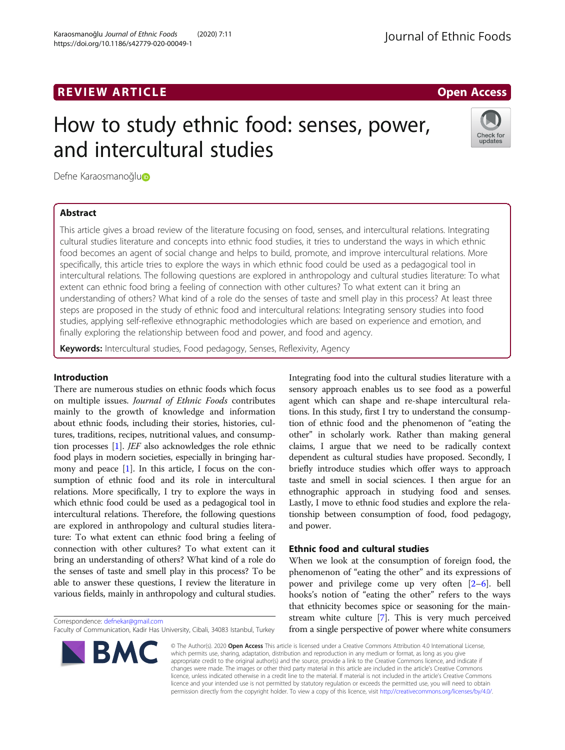REVIEW ARTICLE

Open Access

# How to study ethnic food: senses, power, and intercultural studies

Defne Karaosmanoğlu

## Abstract

This article gives a broad review of the literature focusing on food, senses, and intercultural relations. Integrating cultural studies literature and concepts into ethnic food studies, it tries to understand the ways in which ethnic food becomes an agent of social change and helps to build, promote, and improve intercultural relations. More specifically, this article tries to explore the ways in which ethnic food could be used as a pedagogical tool in intercultural relations. The following questions are explored in anthropology and cultural studies literature: To what extent can ethnic food bring a feeling of connection with other cultures? To what extent can it bring an understanding of others? What kind of a role do the senses of taste and smell play in this process? At least three steps are proposed in the study of ethnic food and intercultural relations: Integrating sensory studies into food studies, applying self-reflexive ethnographic methodologies which are based on experience and emotion, and finally exploring the relationship between food and power, and food and agency.

**Keywords:** Intercultural studies, Food pedagogy, Senses, Reflexivity, Agency

## Introduction

There are numerous studies on ethnic foods which focus on multiple issues. *Journal of Ethnic Foods* contributes mainly to the growth of knowledge and information about ethnic foods, including their stories, histories, cultures, traditions, recipes, nutritional values, and consumption processes [1]. *JEF* also acknowledges the role ethnic food plays in modern societies, especially in bringing harmony and peace [1]. In this article, I focus on the consumption of ethnic food and its role in intercultural relations. More specifically, I try to explore the ways in which ethnic food could be used as a pedagogical tool in intercultural relations. Therefore, the following questions are explored in anthropology and cultural studies literature: To what extent can ethnic food bring a feeling of connection with other cultures? To what extent can it bring an understanding of others? What kind of a role do the senses of taste and smell play in this process? To be able to answer these questions, I review the literature in various fields, mainly in anthropology and cultural studies.

Integrating food into the cultural studies literature with a sensory approach enables us to see food as a powerful agent which can shape and re-shape intercultural relations. In this study, first I try to understand the consumption of ethnic food and the phenomenon of "eating the other" in scholarly work. Rather than making general claims, I argue that we need to be radically context dependent as cultural studies have proposed. Secondly, I briefly introduce studies which offer ways to approach taste and smell in social sciences. I then argue for an ethnographic approach in studying food and senses. Lastly, I move to ethnic food studies and explore the relationship between consumption of food, food pedagogy, and power.

## Ethnic food and cultural studies

When we look at the consumption of foreign food, the phenomenon of "eating the other" and its expressions of power and privilege come up very often [2–6]. bell hooks's notion of "eating the other" refers to the ways that ethnicity becomes spice or seasoning for the mainstream white culture [7]. This is very much perceived from a single perspective of power where white consumers

Correspondence: defnekar@gmail.com
Faculty of Communication, Kadir Has University, Cibali, 34083 Istanbul, Turkey

© The Author(s). 2020 **Open Access** This article is licensed under a Creative Commons Attribution 4.0 International License, which permits use, sharing, adaptation, distribution and reproduction in any medium or format, as long as you give appropriate credit to the original author(s) and the source, provide a link to the Creative Commons licence, and indicate if changes were made. The images or other third party material in this article are included in the article's Creative Commons licence, unless indicated otherwise in a credit line to the material. If material is not included in the article's Creative Commons licence and your intended use is not permitted by statutory regulation or exceeds the permitted use, you will need to obtain permission directly from the copyright holder. To view a copy of this licence, visit http://creativecommons.org/licenses/by/4.0/.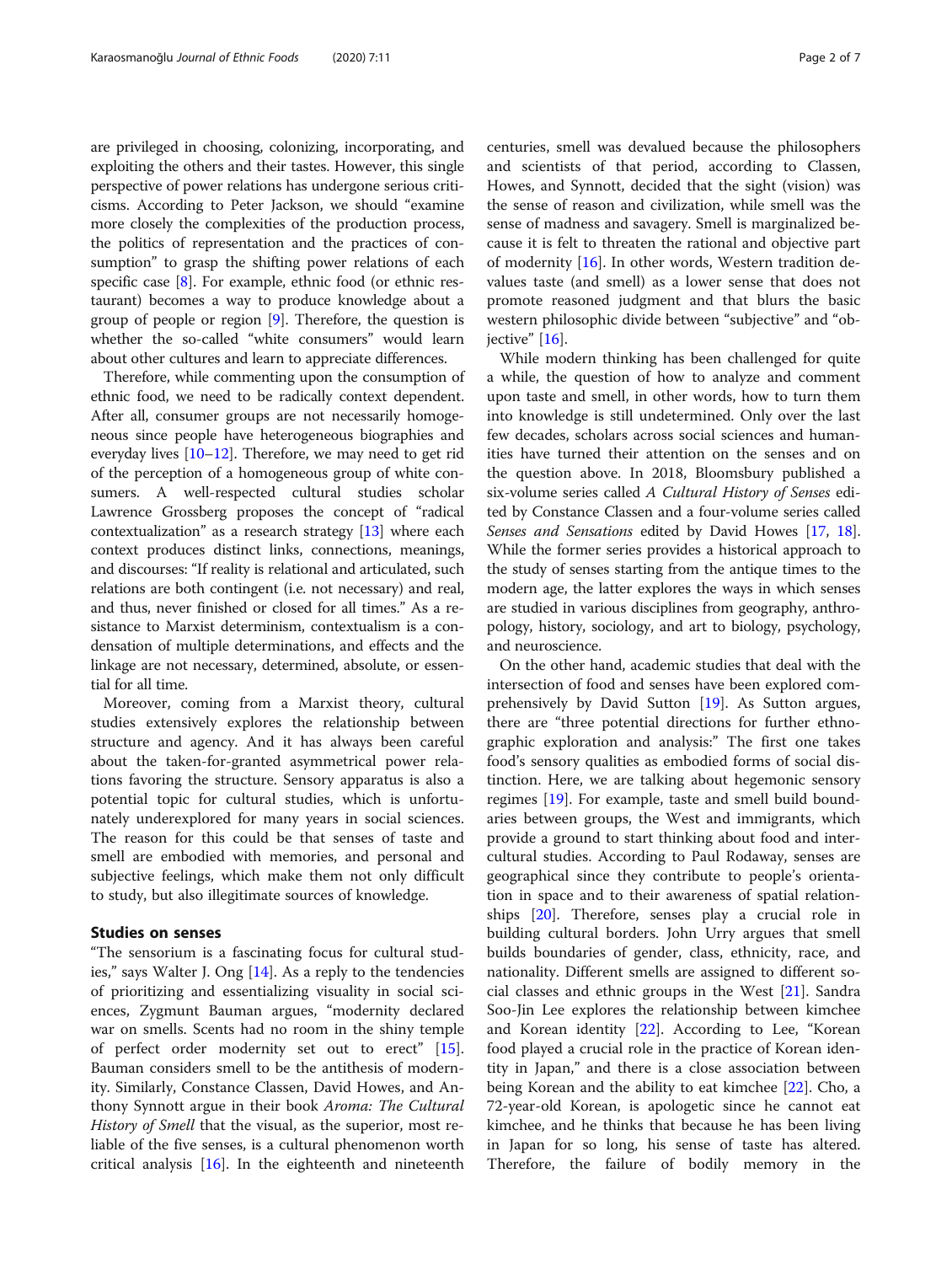are privileged in choosing, colonizing, incorporating, and exploiting the others and their tastes. However, this single perspective of power relations has undergone serious criticisms. According to Peter Jackson, we should "examine more closely the complexities of the production process, the politics of representation and the practices of consumption" to grasp the shifting power relations of each specific case [8]. For example, ethnic food (or ethnic restaurant) becomes a way to produce knowledge about a group of people or region [9]. Therefore, the question is whether the so-called "white consumers" would learn about other cultures and learn to appreciate differences.

Therefore, while commenting upon the consumption of ethnic food, we need to be radically context dependent. After all, consumer groups are not necessarily homogeneous since people have heterogeneous biographies and everyday lives [10–12]. Therefore, we may need to get rid of the perception of a homogeneous group of white consumers. A well-respected cultural studies scholar Lawrence Grossberg proposes the concept of "radical contextualization" as a research strategy [13] where each context produces distinct links, connections, meanings, and discourses: "If reality is relational and articulated, such relations are both contingent (i.e. not necessary) and real, and thus, never finished or closed for all times." As a resistance to Marxist determinism, contextualism is a condensation of multiple determinations, and effects and the linkage are not necessary, determined, absolute, or essential for all time.

Moreover, coming from a Marxist theory, cultural studies extensively explores the relationship between structure and agency. And it has always been careful about the taken-for-granted asymmetrical power relations favoring the structure. Sensory apparatus is also a potential topic for cultural studies, which is unfortunately underexplored for many years in social sciences. The reason for this could be that senses of taste and smell are embodied with memories, and personal and subjective feelings, which make them not only difficult to study, but also illegitimate sources of knowledge.

## Studies on senses

"The sensorium is a fascinating focus for cultural studies," says Walter J. Ong [14]. As a reply to the tendencies of prioritizing and essentializing visuality in social sciences, Zygmunt Bauman argues, "modernity declared war on smells. Scents had no room in the shiny temple of perfect order modernity set out to erect" [15]. Bauman considers smell to be the antithesis of modernity. Similarly, Constance Classen, David Howes, and Anthony Synnott argue in their book *Aroma: The Cultural History of Smell* that the visual, as the superior, most reliable of the five senses, is a cultural phenomenon worth critical analysis [16]. In the eighteenth and nineteenth centuries, smell was devalued because the philosophers and scientists of that period, according to Classen, Howes, and Synnott, decided that the sight (vision) was the sense of reason and civilization, while smell was the sense of madness and savagery. Smell is marginalized because it is felt to threaten the rational and objective part of modernity [16]. In other words, Western tradition devalues taste (and smell) as a lower sense that does not promote reasoned judgment and that blurs the basic western philosophic divide between "subjective" and "objective" [16].

While modern thinking has been challenged for quite a while, the question of how to analyze and comment upon taste and smell, in other words, how to turn them into knowledge is still undetermined. Only over the last few decades, scholars across social sciences and humanities have turned their attention on the senses and on the question above. In 2018, Bloomsbury published a six-volume series called *A Cultural History of Senses* edited by Constance Classen and a four-volume series called *Senses and Sensations* edited by David Howes [17, 18]. While the former series provides a historical approach to the study of senses starting from the antique times to the modern age, the latter explores the ways in which senses are studied in various disciplines from geography, anthropology, history, sociology, and art to biology, psychology, and neuroscience.

On the other hand, academic studies that deal with the intersection of food and senses have been explored comprehensively by David Sutton [19]. As Sutton argues, there are "three potential directions for further ethnographic exploration and analysis:" The first one takes food's sensory qualities as embodied forms of social distinction. Here, we are talking about hegemonic sensory regimes [19]. For example, taste and smell build boundaries between groups, the West and immigrants, which provide a ground to start thinking about food and intercultural studies. According to Paul Rodaway, senses are geographical since they contribute to people's orientation in space and to their awareness of spatial relationships [20]. Therefore, senses play a crucial role in building cultural borders. John Urry argues that smell builds boundaries of gender, class, ethnicity, race, and nationality. Different smells are assigned to different social classes and ethnic groups in the West [21]. Sandra Soo-Jin Lee explores the relationship between kimchee and Korean identity [22]. According to Lee, "Korean food played a crucial role in the practice of Korean identity in Japan," and there is a close association between being Korean and the ability to eat kimchee [22]. Cho, a 72-year-old Korean, is apologetic since he cannot eat kimchee, and he thinks that because he has been living in Japan for so long, his sense of taste has altered. Therefore, the failure of bodily memory in the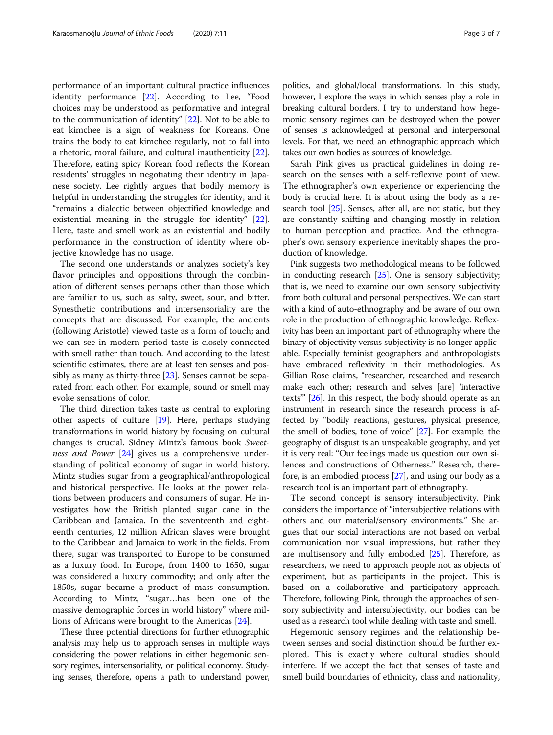performance of an important cultural practice influences identity performance [22]. According to Lee, "Food choices may be understood as performative and integral to the communication of identity" [22]. Not to be able to eat kimchee is a sign of weakness for Koreans. One trains the body to eat kimchee regularly, not to fall into a rhetoric, moral failure, and cultural inauthenticity [22]. Therefore, eating spicy Korean food reflects the Korean residents' struggles in negotiating their identity in Japanese society. Lee rightly argues that bodily memory is helpful in understanding the struggles for identity, and it "remains a dialectic between objectified knowledge and existential meaning in the struggle for identity" [22]. Here, taste and smell work as an existential and bodily performance in the construction of identity where objective knowledge has no usage.

The second one understands or analyzes society's key flavor principles and oppositions through the combination of different senses perhaps other than those which are familiar to us, such as salty, sweet, sour, and bitter. Synesthetic contributions and intersensoriality are the concepts that are discussed. For example, the ancients (following Aristotle) viewed taste as a form of touch; and we can see in modern period taste is closely connected with smell rather than touch. And according to the latest scientific estimates, there are at least ten senses and possibly as many as thirty-three [23]. Senses cannot be separated from each other. For example, sound or smell may evoke sensations of color.

The third direction takes taste as central to exploring other aspects of culture [19]. Here, perhaps studying transformations in world history by focusing on cultural changes is crucial. Sidney Mintz's famous book *Sweetness and Power* [24] gives us a comprehensive understanding of political economy of sugar in world history. Mintz studies sugar from a geographical/anthropological and historical perspective. He looks at the power relations between producers and consumers of sugar. He investigates how the British planted sugar cane in the Caribbean and Jamaica. In the seventeenth and eighteenth centuries, 12 million African slaves were brought to the Caribbean and Jamaica to work in the fields. From there, sugar was transported to Europe to be consumed as a luxury food. In Europe, from 1400 to 1650, sugar was considered a luxury commodity; and only after the 1850s, sugar became a product of mass consumption. According to Mintz, "sugar…has been one of the massive demographic forces in world history" where millions of Africans were brought to the Americas [24].

These three potential directions for further ethnographic analysis may help us to approach senses in multiple ways considering the power relations in either hegemonic sensory regimes, intersensoriality, or political economy. Studying senses, therefore, opens a path to understand power, politics, and global/local transformations. In this study, however, I explore the ways in which senses play a role in breaking cultural borders. I try to understand how hegemonic sensory regimes can be destroyed when the power of senses is acknowledged at personal and interpersonal levels. For that, we need an ethnographic approach which takes our own bodies as sources of knowledge.

Sarah Pink gives us practical guidelines in doing research on the senses with a self-reflexive point of view. The ethnographer's own experience or experiencing the body is crucial here. It is about using the body as a research tool [25]. Senses, after all, are not static, but they are constantly shifting and changing mostly in relation to human perception and practice. And the ethnographer's own sensory experience inevitably shapes the production of knowledge.

Pink suggests two methodological means to be followed in conducting research [25]. One is sensory subjectivity; that is, we need to examine our own sensory subjectivity from both cultural and personal perspectives. We can start with a kind of auto-ethnography and be aware of our own role in the production of ethnographic knowledge. Reflexivity has been an important part of ethnography where the binary of objectivity versus subjectivity is no longer applicable. Especially feminist geographers and anthropologists have embraced reflexivity in their methodologies. As Gillian Rose claims, "researcher, researched and research make each other; research and selves [are] 'interactive texts'" [26]. In this respect, the body should operate as an instrument in research since the research process is affected by "bodily reactions, gestures, physical presence, the smell of bodies, tone of voice" [27]. For example, the geography of disgust is an unspeakable geography, and yet it is very real: "Our feelings made us question our own silences and constructions of Otherness." Research, therefore, is an embodied process [27], and using our body as a research tool is an important part of ethnography.

The second concept is sensory intersubjectivity. Pink considers the importance of "intersubjective relations with others and our material/sensory environments." She argues that our social interactions are not based on verbal communication nor visual impressions, but rather they are multisensory and fully embodied [25]. Therefore, as researchers, we need to approach people not as objects of experiment, but as participants in the project. This is based on a collaborative and participatory approach. Therefore, following Pink, through the approaches of sensory subjectivity and intersubjectivity, our bodies can be used as a research tool while dealing with taste and smell.

Hegemonic sensory regimes and the relationship between senses and social distinction should be further explored. This is exactly where cultural studies should interfere. If we accept the fact that senses of taste and smell build boundaries of ethnicity, class and nationality,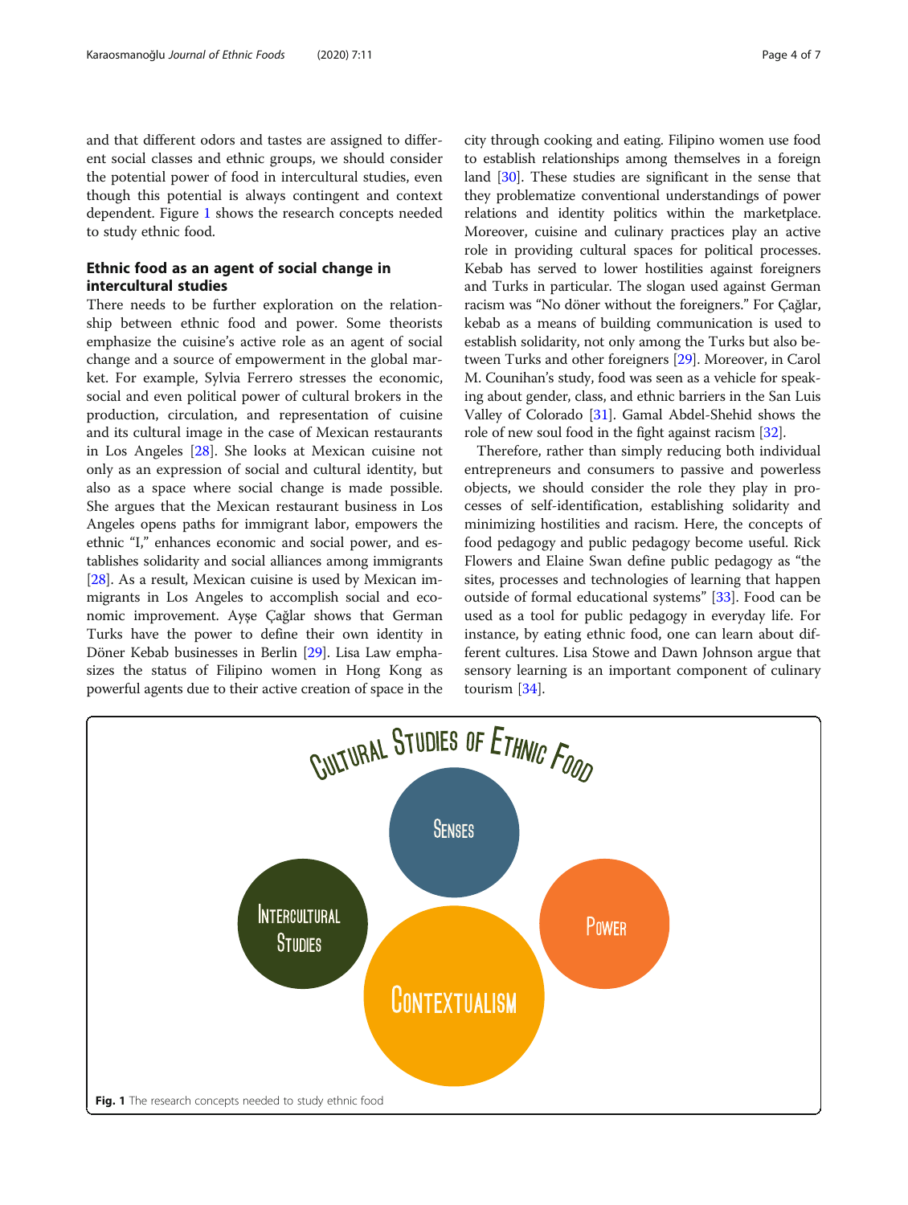and that different odors and tastes are assigned to different social classes and ethnic groups, we should consider the potential power of food in intercultural studies, even though this potential is always contingent and context dependent. Figure 1 shows the research concepts needed to study ethnic food.

## Ethnic food as an agent of social change in intercultural studies

There needs to be further exploration on the relationship between ethnic food and power. Some theorists emphasize the cuisine's active role as an agent of social change and a source of empowerment in the global market. For example, Sylvia Ferrero stresses the economic, social and even political power of cultural brokers in the production, circulation, and representation of cuisine and its cultural image in the case of Mexican restaurants in Los Angeles [28]. She looks at Mexican cuisine not only as an expression of social and cultural identity, but also as a space where social change is made possible. She argues that the Mexican restaurant business in Los Angeles opens paths for immigrant labor, empowers the ethnic "I," enhances economic and social power, and establishes solidarity and social alliances among immigrants [28]. As a result, Mexican cuisine is used by Mexican immigrants in Los Angeles to accomplish social and economic improvement. Ayşe Çağlar shows that German Turks have the power to define their own identity in Döner Kebab businesses in Berlin [29]. Lisa Law emphasizes the status of Filipino women in Hong Kong as powerful agents due to their active creation of space in the city through cooking and eating. Filipino women use food to establish relationships among themselves in a foreign land [30]. These studies are significant in the sense that they problematize conventional understandings of power relations and identity politics within the marketplace. Moreover, cuisine and culinary practices play an active role in providing cultural spaces for political processes. Kebab has served to lower hostilities against foreigners and Turks in particular. The slogan used against German racism was "No döner without the foreigners." For Çağlar, kebab as a means of building communication is used to establish solidarity, not only among the Turks but also between Turks and other foreigners [29]. Moreover, in Carol M. Counihan's study, food was seen as a vehicle for speaking about gender, class, and ethnic barriers in the San Luis Valley of Colorado [31]. Gamal Abdel-Shehid shows the role of new soul food in the fight against racism [32].

Therefore, rather than simply reducing both individual entrepreneurs and consumers to passive and powerless objects, we should consider the role they play in processes of self-identification, establishing solidarity and minimizing hostilities and racism. Here, the concepts of food pedagogy and public pedagogy become useful. Rick Flowers and Elaine Swan define public pedagogy as "the sites, processes and technologies of learning that happen outside of formal educational systems" [33]. Food can be used as a tool for public pedagogy in everyday life. For instance, by eating ethnic food, one can learn about different cultures. Lisa Stowe and Dawn Johnson argue that sensory learning is an important component of culinary tourism [34].

Cultural Studies of Ethnic Food

Senses

Intercultural Studies

Power

Contextualism

**Fig. 1** The research concepts needed to study ethnic food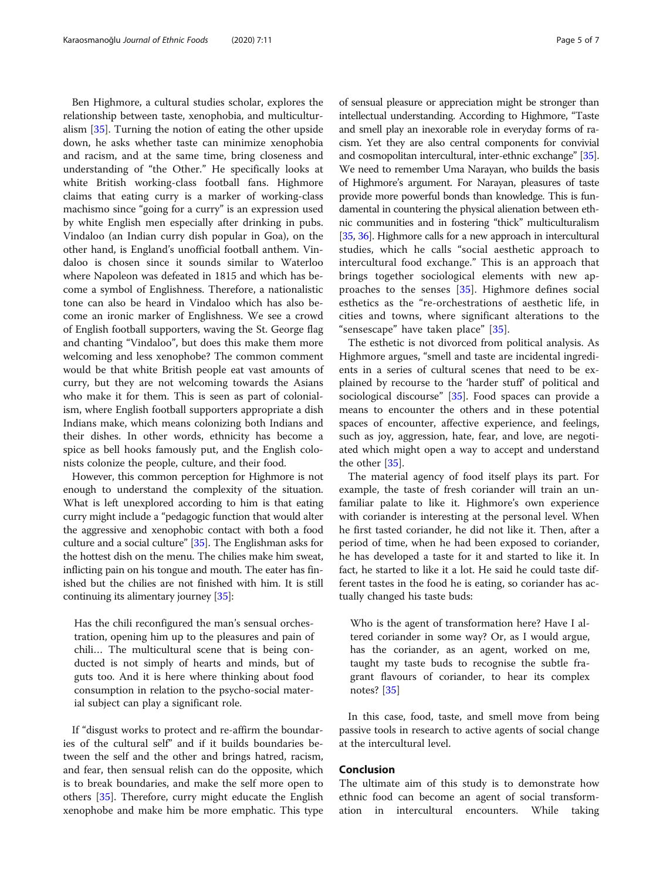Ben Highmore, a cultural studies scholar, explores the relationship between taste, xenophobia, and multiculturalism [35]. Turning the notion of eating the other upside down, he asks whether taste can minimize xenophobia and racism, and at the same time, bring closeness and understanding of "the Other." He specifically looks at white British working-class football fans. Highmore claims that eating curry is a marker of working-class machismo since "going for a curry" is an expression used by white English men especially after drinking in pubs. Vindaloo (an Indian curry dish popular in Goa), on the other hand, is England's unofficial football anthem. Vindaloo is chosen since it sounds similar to Waterloo where Napoleon was defeated in 1815 and which has become a symbol of Englishness. Therefore, a nationalistic tone can also be heard in Vindaloo which has also become an ironic marker of Englishness. We see a crowd of English football supporters, waving the St. George flag and chanting "Vindaloo", but does this make them more welcoming and less xenophobe? The common comment would be that white British people eat vast amounts of curry, but they are not welcoming towards the Asians who make it for them. This is seen as part of colonialism, where English football supporters appropriate a dish Indians make, which means colonizing both Indians and their dishes. In other words, ethnicity has become a spice as bell hooks famously put, and the English colonists colonize the people, culture, and their food.

However, this common perception for Highmore is not enough to understand the complexity of the situation. What is left unexplored according to him is that eating curry might include a "pedagogic function that would alter the aggressive and xenophobic contact with both a food culture and a social culture" [35]. The Englishman asks for the hottest dish on the menu. The chilies make him sweat, inflicting pain on his tongue and mouth. The eater has finished but the chilies are not finished with him. It is still continuing its alimentary journey [35]:

> Has the chili reconfigured the man's sensual orchestration, opening him up to the pleasures and pain of chili… The multicultural scene that is being conducted is not simply of hearts and minds, but of guts too. And it is here where thinking about food consumption in relation to the psycho-social material subject can play a significant role.

If "disgust works to protect and re-affirm the boundaries of the cultural self" and if it builds boundaries between the self and the other and brings hatred, racism, and fear, then sensual relish can do the opposite, which is to break boundaries, and make the self more open to others [35]. Therefore, curry might educate the English xenophobe and make him be more emphatic. This type of sensual pleasure or appreciation might be stronger than intellectual understanding. According to Highmore, "Taste and smell play an inexorable role in everyday forms of racism. Yet they are also central components for convivial and cosmopolitan intercultural, inter-ethnic exchange" [35]. We need to remember Uma Narayan, who builds the basis of Highmore's argument. For Narayan, pleasures of taste provide more powerful bonds than knowledge. This is fundamental in countering the physical alienation between ethnic communities and in fostering "thick" multiculturalism [35, 36]. Highmore calls for a new approach in intercultural studies, which he calls "social aesthetic approach to intercultural food exchange." This is an approach that brings together sociological elements with new approaches to the senses [35]. Highmore defines social esthetics as the "re-orchestrations of aesthetic life, in cities and towns, where significant alterations to the "sensescape" have taken place" [35].

The esthetic is not divorced from political analysis. As Highmore argues, "smell and taste are incidental ingredients in a series of cultural scenes that need to be explained by recourse to the 'harder stuff' of political and sociological discourse" [35]. Food spaces can provide a means to encounter the others and in these potential spaces of encounter, affective experience, and feelings, such as joy, aggression, hate, fear, and love, are negotiated which might open a way to accept and understand the other [35].

The material agency of food itself plays its part. For example, the taste of fresh coriander will train an unfamiliar palate to like it. Highmore's own experience with coriander is interesting at the personal level. When he first tasted coriander, he did not like it. Then, after a period of time, when he had been exposed to coriander, he has developed a taste for it and started to like it. In fact, he started to like it a lot. He said he could taste different tastes in the food he is eating, so coriander has actually changed his taste buds:

> Who is the agent of transformation here? Have I altered coriander in some way? Or, as I would argue, has the coriander, as an agent, worked on me, taught my taste buds to recognise the subtle fragrant flavours of coriander, to hear its complex notes? [35]

In this case, food, taste, and smell move from being passive tools in research to active agents of social change at the intercultural level.

## Conclusion

The ultimate aim of this study is to demonstrate how ethnic food can become an agent of social transformation in intercultural encounters. While taking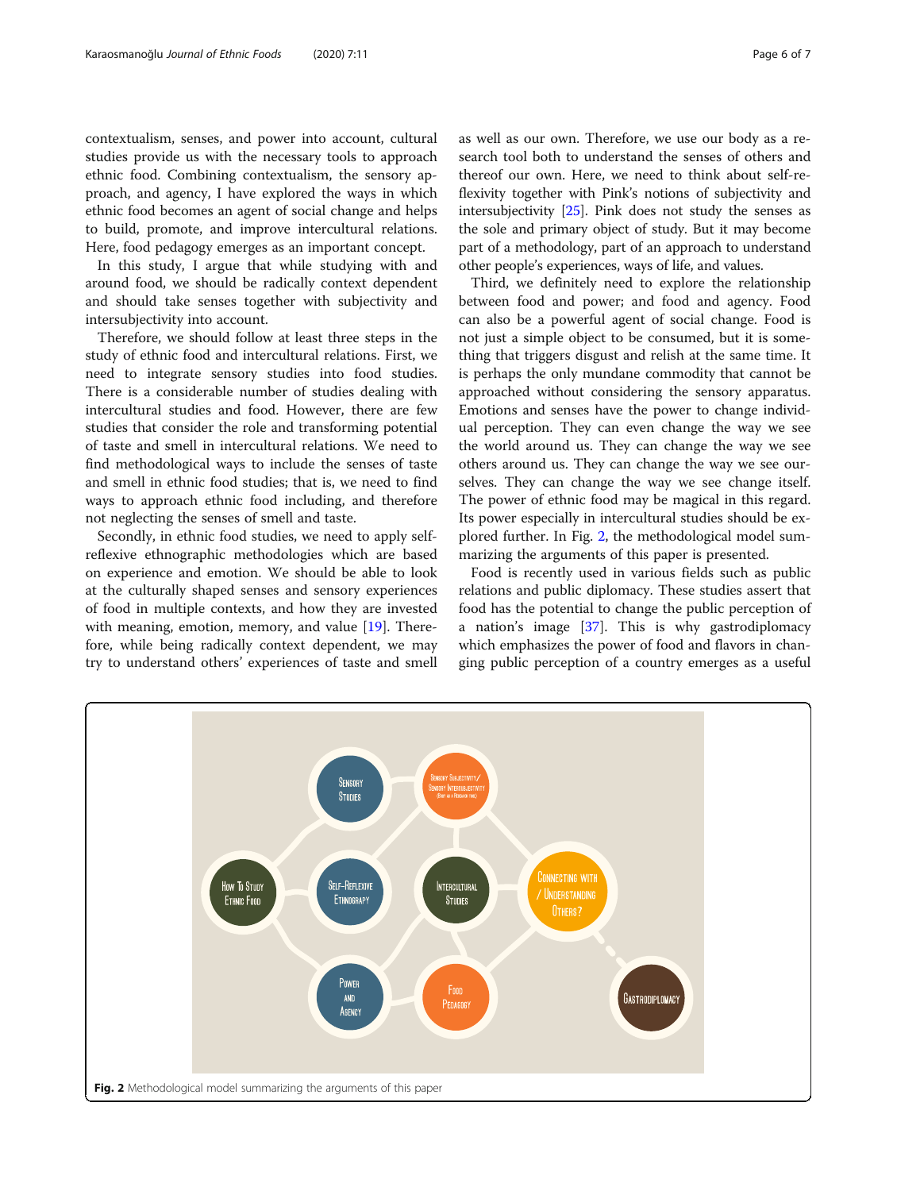contextualism, senses, and power into account, cultural studies provide us with the necessary tools to approach ethnic food. Combining contextualism, the sensory approach, and agency, I have explored the ways in which ethnic food becomes an agent of social change and helps to build, promote, and improve intercultural relations. Here, food pedagogy emerges as an important concept.

In this study, I argue that while studying with and around food, we should be radically context dependent and should take senses together with subjectivity and intersubjectivity into account.

Therefore, we should follow at least three steps in the study of ethnic food and intercultural relations. First, we need to integrate sensory studies into food studies. There is a considerable number of studies dealing with intercultural studies and food. However, there are few studies that consider the role and transforming potential of taste and smell in intercultural relations. We need to find methodological ways to include the senses of taste and smell in ethnic food studies; that is, we need to find ways to approach ethnic food including, and therefore not neglecting the senses of smell and taste.

Secondly, in ethnic food studies, we need to apply self-reflexive ethnographic methodologies which are based on experience and emotion. We should be able to look at the culturally shaped senses and sensory experiences of food in multiple contexts, and how they are invested with meaning, emotion, memory, and value [19]. Therefore, while being radically context dependent, we may try to understand others' experiences of taste and smell as well as our own. Therefore, we use our body as a research tool both to understand the senses of others and thereof our own. Here, we need to think about self-reflexivity together with Pink's notions of subjectivity and intersubjectivity [25]. Pink does not study the senses as the sole and primary object of study. But it may become part of a methodology, part of an approach to understand other people's experiences, ways of life, and values.

Third, we definitely need to explore the relationship between food and power; and food and agency. Food can also be a powerful agent of social change. Food is not just a simple object to be consumed, but it is something that triggers disgust and relish at the same time. It is perhaps the only mundane commodity that cannot be approached without considering the sensory apparatus. Emotions and senses have the power to change individual perception. They can even change the way we see the world around us. They can change the way we see others around us. They can change the way we see ourselves. They can change the way we see change itself. The power of ethnic food may be magical in this regard. Its power especially in intercultural studies should be explored further. In Fig. 2, the methodological model summarizing the arguments of this paper is presented.

Food is recently used in various fields such as public relations and public diplomacy. These studies assert that food has the potential to change the public perception of a nation's image [37]. This is why gastrodiplomacy which emphasizes the power of food and flavors in changing public perception of a country emerges as a useful

**Fig. 2** Methodological model summarizing the arguments of this paper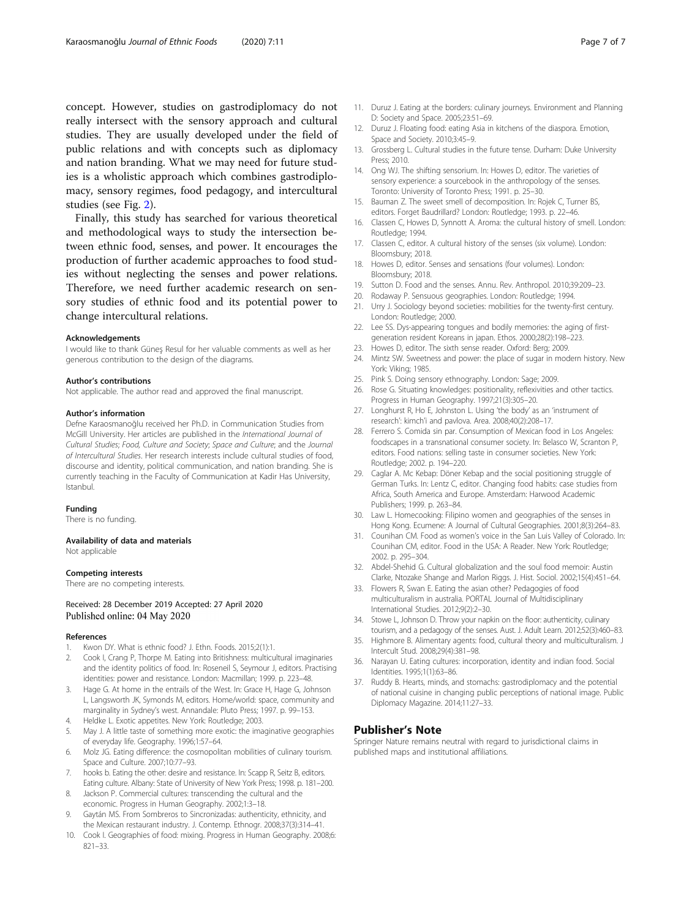concept. However, studies on gastrodiplomacy do not really intersect with the sensory approach and cultural studies. They are usually developed under the field of public relations and with concepts such as diplomacy and nation branding. What we may need for future studies is a wholistic approach which combines gastrodiplomacy, sensory regimes, food pedagogy, and intercultural studies (see Fig. 2).

Finally, this study has searched for various theoretical and methodological ways to study the intersection between ethnic food, senses, and power. It encourages the production of further academic approaches to food studies without neglecting the senses and power relations. Therefore, we need further academic research on sensory studies of ethnic food and its potential power to change intercultural relations.

#### Acknowledgements

I would like to thank Güneş Resul for her valuable comments as well as her generous contribution to the design of the diagrams.

#### Author's contributions

Not applicable. The author read and approved the final manuscript.

#### Author's information

Defne Karaosmanoğlu received her Ph.D. in Communication Studies from McGill University. Her articles are published in the *International Journal of Cultural Studies*; *Food, Culture and Society*; *Space and Culture*; and the *Journal of Intercultural Studies*. Her research interests include cultural studies of food, discourse and identity, political communication, and nation branding. She is currently teaching in the Faculty of Communication at Kadir Has University, Istanbul.

#### Funding

There is no funding.

#### Availability of data and materials

Not applicable

#### Competing interests

There are no competing interests.

Received: 28 December 2019 Accepted: 27 April 2020
Published online: 04 May 2020

#### References

1. Kwon DY. What is ethnic food? J. Ethn. Foods. 2015;2(1):1.
2. Cook I, Crang P, Thorpe M. Eating into Britishness: multicultural imaginaries and the identity politics of food. In: Roseneil S, Seymour J, editors. Practising identities: power and resistance. London: Macmillan; 1999. p. 223–48.
3. Hage G. At home in the entrails of the West. In: Grace H, Hage G, Johnson L, Langsworth JK, Symonds M, editors. Home/world: space, community and marginality in Sydney's west. Annandale: Pluto Press; 1997. p. 99–153.
4. Heldke L. Exotic appetites. New York: Routledge; 2003.
5. May J. A little taste of something more exotic: the imaginative geographies of everyday life. Geography. 1996;1:57–64.
6. Molz JG. Eating difference: the cosmopolitan mobilities of culinary tourism. Space and Culture. 2007;10:77–93.
7. hooks b. Eating the other: desire and resistance. In: Scapp R, Seitz B, editors. Eating culture. Albany: State of University of New York Press; 1998. p. 181–200.
8. Jackson P. Commercial cultures: transcending the cultural and the economic. Progress in Human Geography. 2002;1:3–18.
9. Gaytán MS. From Sombreros to Sincronizadas: authenticity, ethnicity, and the Mexican restaurant industry. J. Contemp. Ethnogr. 2008;37(3):314–41.
10. Cook I. Geographies of food: mixing. Progress in Human Geography. 2008;6: 821–33.
11. Duruz J. Eating at the borders: culinary journeys. Environment and Planning D: Society and Space. 2005;23:51–69.
12. Duruz J. Floating food: eating Asia in kitchens of the diaspora. Emotion, Space and Society. 2010;3:45–9.
13. Grossberg L. Cultural studies in the future tense. Durham: Duke University Press; 2010.
14. Ong WJ. The shifting sensorium. In: Howes D, editor. The varieties of sensory experience: a sourcebook in the anthropology of the senses. Toronto: University of Toronto Press; 1991. p. 25–30.
15. Bauman Z. The sweet smell of decomposition. In: Rojek C, Turner BS, editors. Forget Baudrillard? London: Routledge; 1993. p. 22–46.
16. Classen C, Howes D, Synnott A. Aroma: the cultural history of smell. London: Routledge; 1994.
17. Classen C, editor. A cultural history of the senses (six volume). London: Bloomsbury; 2018.
18. Howes D, editor. Senses and sensations (four volumes). London: Bloomsbury; 2018.
19. Sutton D. Food and the senses. Annu. Rev. Anthropol. 2010;39:209–23.
20. Rodaway P. Sensuous geographies. London: Routledge; 1994.
21. Urry J. Sociology beyond societies: mobilities for the twenty-first century. London: Routledge; 2000.
22. Lee SS. Dys-appearing tongues and bodily memories: the aging of first-generation resident Koreans in japan. Ethos. 2000;28(2):198–223.
23. Howes D, editor. The sixth sense reader. Oxford: Berg; 2009.
24. Mintz SW. Sweetness and power: the place of sugar in modern history. New York: Viking; 1985.
25. Pink S. Doing sensory ethnography. London: Sage; 2009.
26. Rose G. Situating knowledges: positionality, reflexivities and other tactics. Progress in Human Geography. 1997;21(3):305–20.
27. Longhurst R, Ho E, Johnston L. Using 'the body' as an 'instrument of research': kimch'i and pavlova. Area. 2008;40(2):208–17.
28. Ferrero S. Comida sin par. Consumption of Mexican food in Los Angeles: foodscapes in a transnational consumer society. In: Belasco W, Scranton P, editors. Food nations: selling taste in consumer societies. New York: Routledge; 2002. p. 194–220.
29. Caglar A. Mc Kebap: Döner Kebap and the social positioning struggle of German Turks. In: Lentz C, editor. Changing food habits: case studies from Africa, South America and Europe. Amsterdam: Harwood Academic Publishers; 1999. p. 263–84.
30. Law L. Homecooking: Filipino women and geographies of the senses in Hong Kong. Ecumene: A Journal of Cultural Geographies. 2001;8(3):264–83.
31. Counihan CM. Food as women's voice in the San Luis Valley of Colorado. In: Counihan CM, editor. Food in the USA: A Reader. New York: Routledge; 2002. p. 295–304.
32. Abdel-Shehid G. Cultural globalization and the soul food memoir: Austin Clarke, Ntozake Shange and Marlon Riggs. J. Hist. Sociol. 2002;15(4):451–64.
33. Flowers R, Swan E. Eating the asian other? Pedagogies of food multiculturalism in australia. PORTAL Journal of Multidisciplinary International Studies. 2012;9(2):2–30.
34. Stowe L, Johnson D. Throw your napkin on the floor: authenticity, culinary tourism, and a pedagogy of the senses. Aust. J. Adult Learn. 2012;52(3):460–83.
35. Highmore B. Alimentary agents: food, cultural theory and multiculturalism. J Intercult Stud. 2008;29(4):381–98.
36. Narayan U. Eating cultures: incorporation, identity and indian food. Social Identities. 1995;1(1):63–86.
37. Ruddy B. Hearts, minds, and stomachs: gastrodiplomacy and the potential of national cuisine in changing public perceptions of national image. Public Diplomacy Magazine. 2014;11:27–33.

## Publisher's Note

Springer Nature remains neutral with regard to jurisdictional claims in published maps and institutional affiliations.